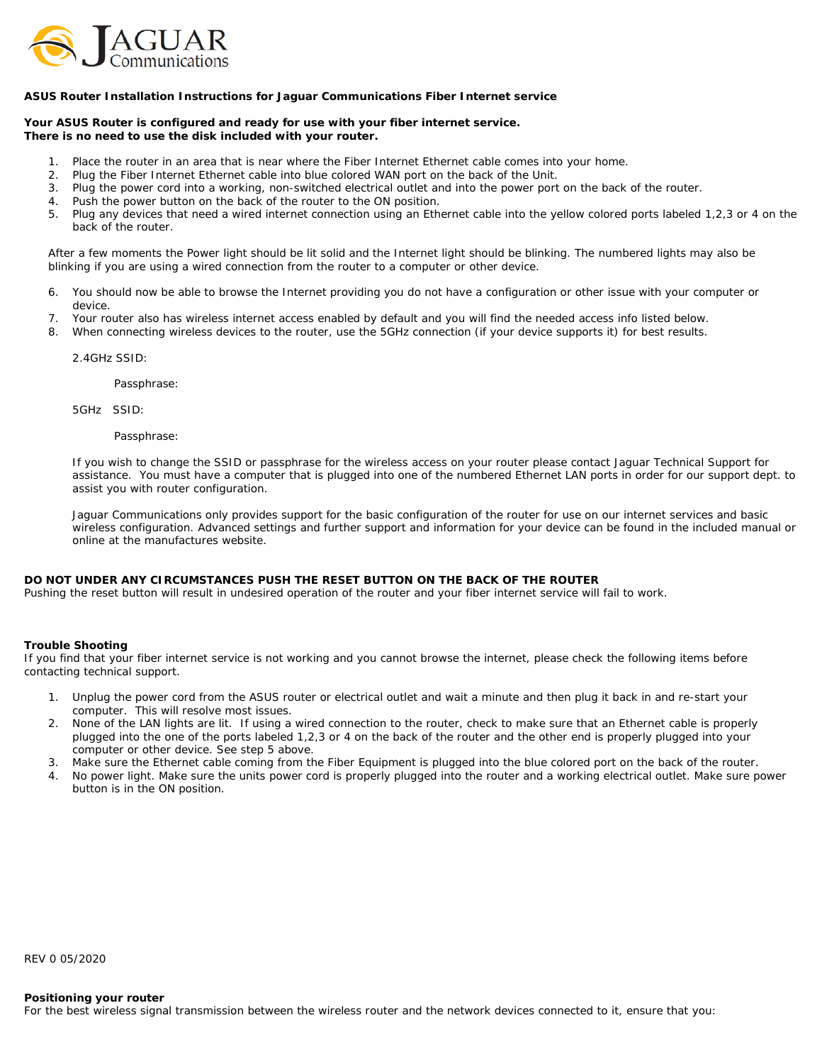# JAGUAR Communications

**ASUS Router Installation Instructions for Jaguar Communications Fiber Internet service**

**Your ASUS Router is configured and ready for use with your fiber internet service.**
**There is no need to use the disk included with your router.**

1. Place the router in an area that is near where the Fiber Internet Ethernet cable comes into your home.
2. Plug the Fiber Internet Ethernet cable into blue colored WAN port on the back of the Unit.
3. Plug the power cord into a working, non-switched electrical outlet and into the power port on the back of the router.
4. Push the power button on the back of the router to the ON position.
5. Plug any devices that need a wired internet connection using an Ethernet cable into the yellow colored ports labeled 1,2,3 or 4 on the back of the router.

After a few moments the Power light should be lit solid and the Internet light should be blinking. The numbered lights may also be blinking if you are using a wired connection from the router to a computer or other device.

6. You should now be able to browse the Internet providing you do not have a configuration or other issue with your computer or device.
7. Your router also has wireless internet access enabled by default and you will find the needed access info listed below.
8. When connecting wireless devices to the router, use the 5GHz connection (if your device supports it) for best results.

2.4GHz SSID:

Passphrase:

5GHz SSID:

Passphrase:

If you wish to change the SSID or passphrase for the wireless access on your router please contact Jaguar Technical Support for assistance. You must have a computer that is plugged into one of the numbered Ethernet LAN ports in order for our support dept. to assist you with router configuration.

Jaguar Communications only provides support for the basic configuration of the router for use on our internet services and basic wireless configuration. Advanced settings and further support and information for your device can be found in the included manual or online at the manufactures website.

**DO NOT UNDER ANY CIRCUMSTANCES PUSH THE RESET BUTTON ON THE BACK OF THE ROUTER**
Pushing the reset button will result in undesired operation of the router and your fiber internet service will fail to work.

**Trouble Shooting**
If you find that your fiber internet service is not working and you cannot browse the internet, please check the following items before contacting technical support.

1. Unplug the power cord from the ASUS router or electrical outlet and wait a minute and then plug it back in and re-start your computer. This will resolve most issues.
2. None of the LAN lights are lit. If using a wired connection to the router, check to make sure that an Ethernet cable is properly plugged into the one of the ports labeled 1,2,3 or 4 on the back of the router and the other end is properly plugged into your computer or other device. See step 5 above.
3. Make sure the Ethernet cable coming from the Fiber Equipment is plugged into the blue colored port on the back of the router.
4. No power light. Make sure the units power cord is properly plugged into the router and a working electrical outlet. Make sure power button is in the ON position.

REV 0 05/2020

**Positioning your router**
For the best wireless signal transmission between the wireless router and the network devices connected to it, ensure that you: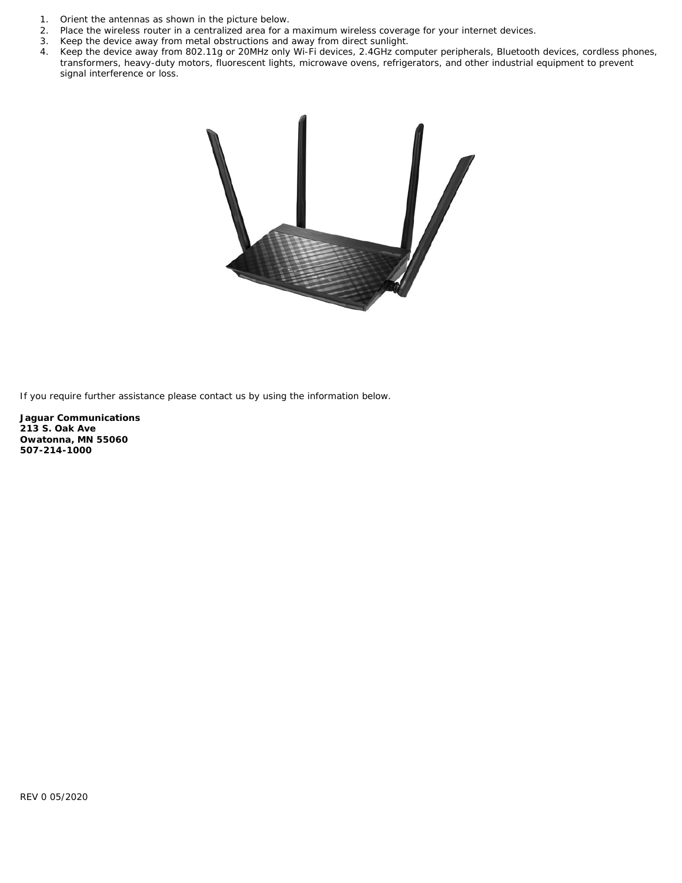1. Orient the antennas as shown in the picture below.
2. Place the wireless router in a centralized area for a maximum wireless coverage for your internet devices.
3. Keep the device away from metal obstructions and away from direct sunlight.
4. Keep the device away from 802.11g or 20MHz only Wi-Fi devices, 2.4GHz computer peripherals, Bluetooth devices, cordless phones, transformers, heavy-duty motors, fluorescent lights, microwave ovens, refrigerators, and other industrial equipment to prevent signal interference or loss.

If you require further assistance please contact us by using the information below.

**Jaguar Communications**
**213 S. Oak Ave**
**Owatonna, MN 55060**
**507-214-1000**

REV 0 05/2020